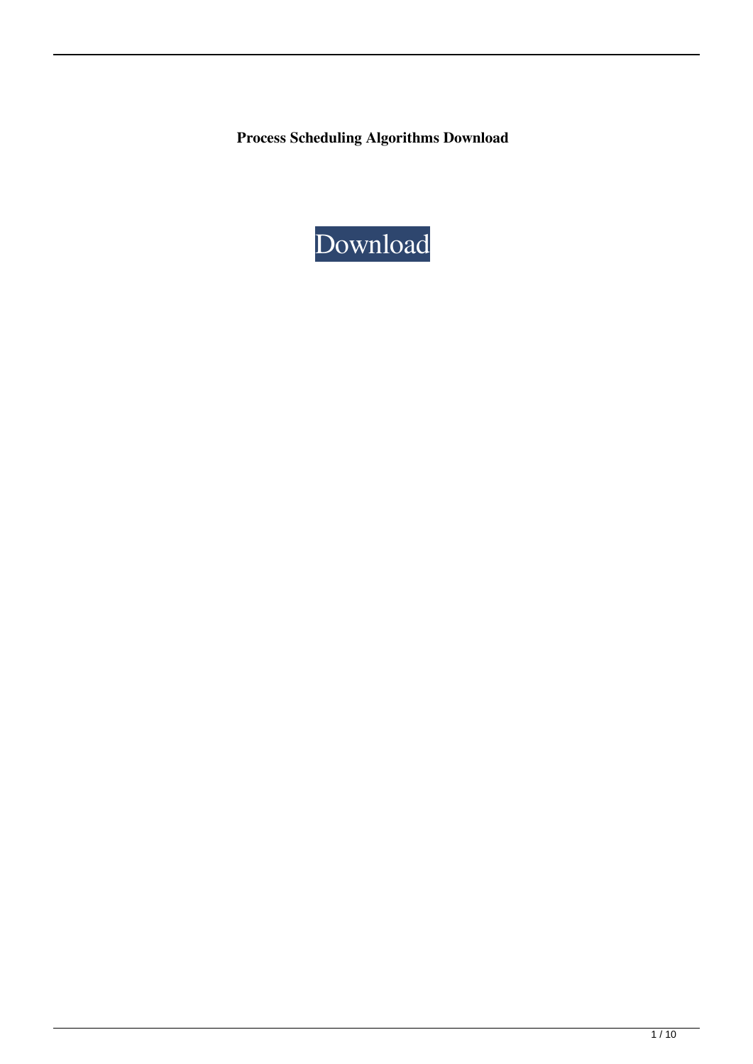**Process Scheduling Algorithms Download**

Download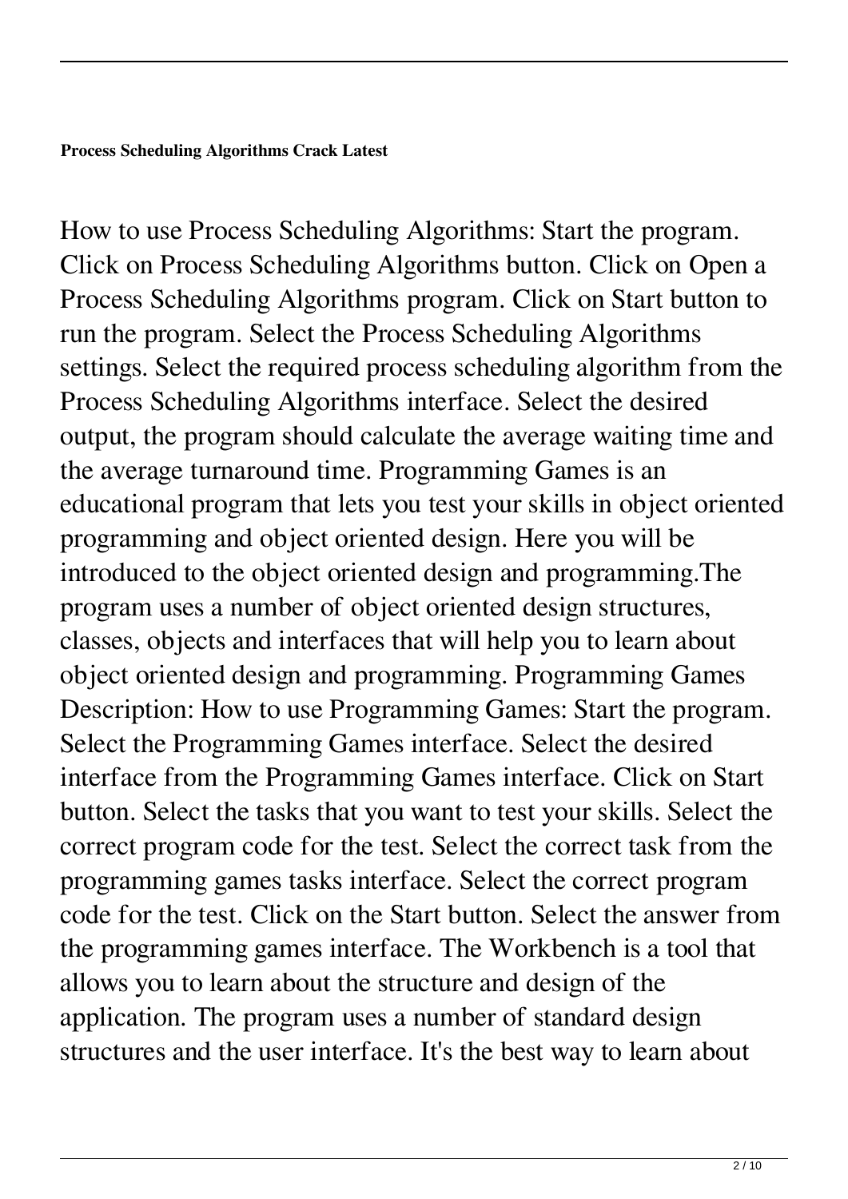**Process Scheduling Algorithms Crack Latest**

How to use Process Scheduling Algorithms: Start the program. Click on Process Scheduling Algorithms button. Click on Open a Process Scheduling Algorithms program. Click on Start button to run the program. Select the Process Scheduling Algorithms settings. Select the required process scheduling algorithm from the Process Scheduling Algorithms interface. Select the desired output, the program should calculate the average waiting time and the average turnaround time. Programming Games is an educational program that lets you test your skills in object oriented programming and object oriented design. Here you will be introduced to the object oriented design and programming.The program uses a number of object oriented design structures, classes, objects and interfaces that will help you to learn about object oriented design and programming. Programming Games Description: How to use Programming Games: Start the program. Select the Programming Games interface. Select the desired interface from the Programming Games interface. Click on Start button. Select the tasks that you want to test your skills. Select the correct program code for the test. Select the correct task from the programming games tasks interface. Select the correct program code for the test. Click on the Start button. Select the answer from the programming games interface. The Workbench is a tool that allows you to learn about the structure and design of the application. The program uses a number of standard design structures and the user interface. It's the best way to learn about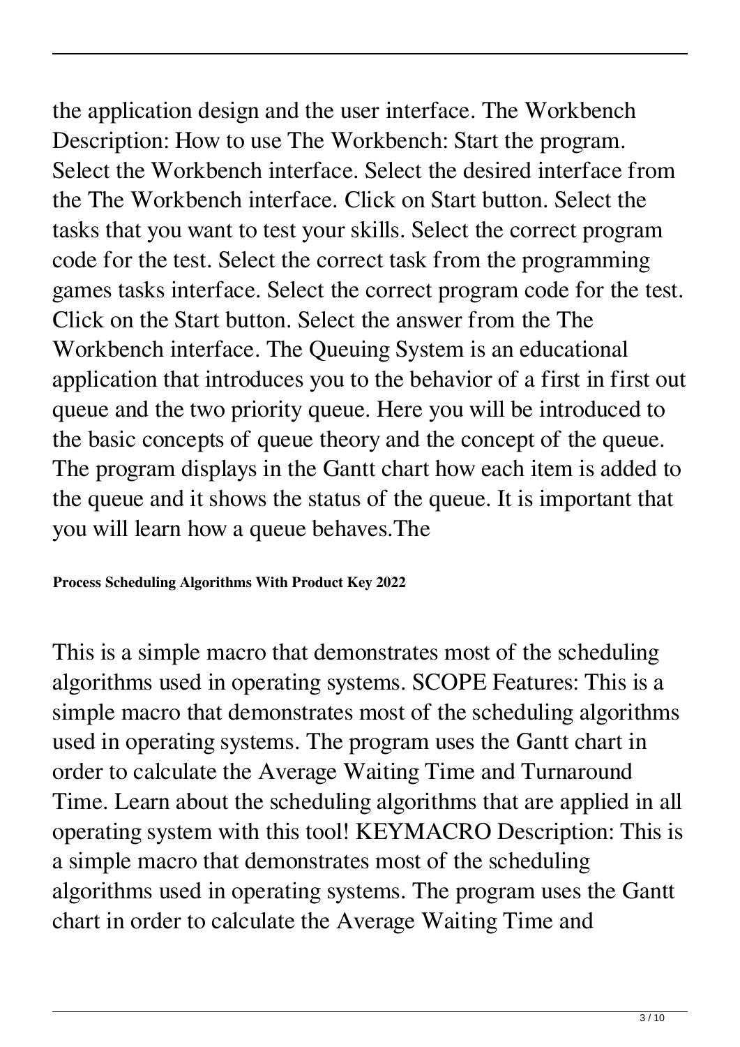the application design and the user interface. The Workbench Description: How to use The Workbench: Start the program. Select the Workbench interface. Select the desired interface from the The Workbench interface. Click on Start button. Select the tasks that you want to test your skills. Select the correct program code for the test. Select the correct task from the programming games tasks interface. Select the correct program code for the test. Click on the Start button. Select the answer from the The Workbench interface. The Queuing System is an educational application that introduces you to the behavior of a first in first out queue and the two priority queue. Here you will be introduced to the basic concepts of queue theory and the concept of the queue. The program displays in the Gantt chart how each item is added to the queue and it shows the status of the queue. It is important that you will learn how a queue behaves.The

**Process Scheduling Algorithms With Product Key 2022**

This is a simple macro that demonstrates most of the scheduling algorithms used in operating systems. SCOPE Features: This is a simple macro that demonstrates most of the scheduling algorithms used in operating systems. The program uses the Gantt chart in order to calculate the Average Waiting Time and Turnaround Time. Learn about the scheduling algorithms that are applied in all operating system with this tool! KEYMACRO Description: This is a simple macro that demonstrates most of the scheduling algorithms used in operating systems. The program uses the Gantt chart in order to calculate the Average Waiting Time and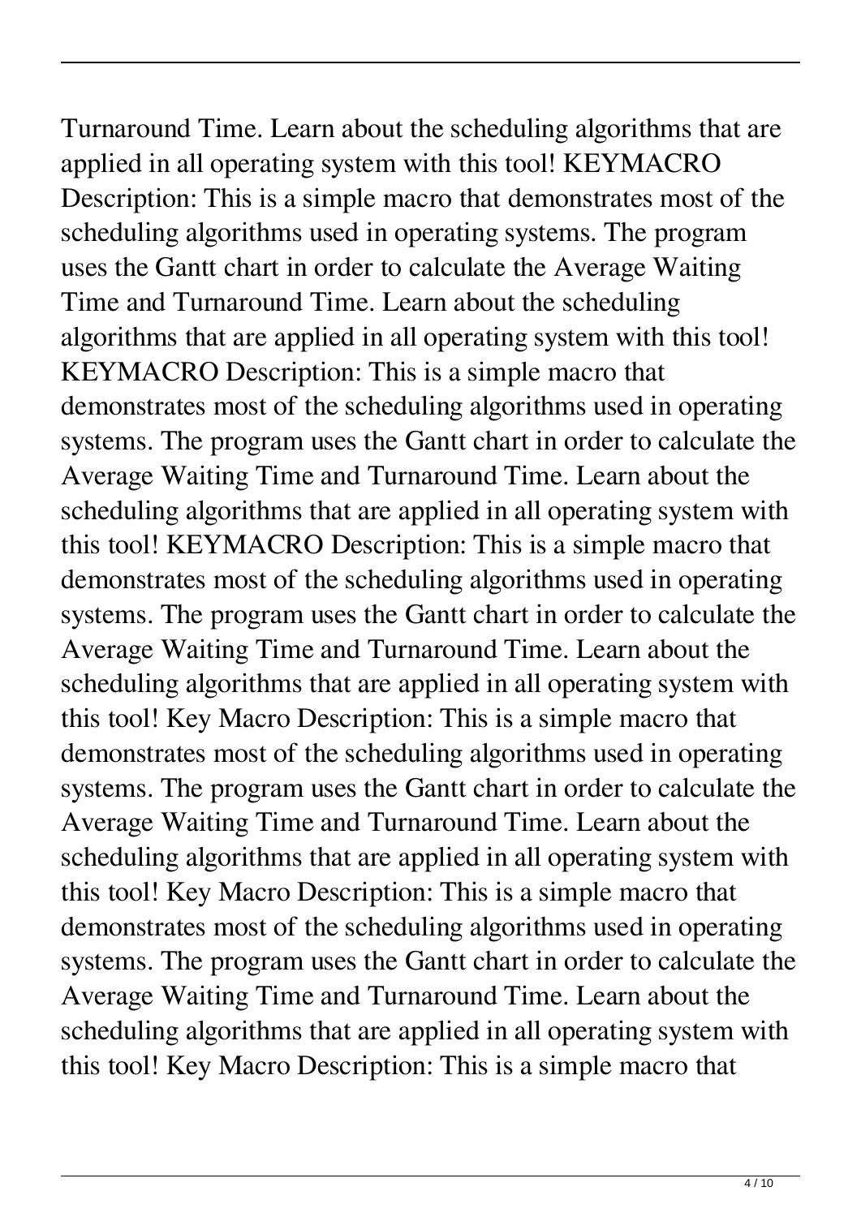Turnaround Time. Learn about the scheduling algorithms that are applied in all operating system with this tool! KEYMACRO Description: This is a simple macro that demonstrates most of the scheduling algorithms used in operating systems. The program uses the Gantt chart in order to calculate the Average Waiting Time and Turnaround Time. Learn about the scheduling algorithms that are applied in all operating system with this tool! KEYMACRO Description: This is a simple macro that demonstrates most of the scheduling algorithms used in operating systems. The program uses the Gantt chart in order to calculate the Average Waiting Time and Turnaround Time. Learn about the scheduling algorithms that are applied in all operating system with this tool! KEYMACRO Description: This is a simple macro that demonstrates most of the scheduling algorithms used in operating systems. The program uses the Gantt chart in order to calculate the Average Waiting Time and Turnaround Time. Learn about the scheduling algorithms that are applied in all operating system with this tool! Key Macro Description: This is a simple macro that demonstrates most of the scheduling algorithms used in operating systems. The program uses the Gantt chart in order to calculate the Average Waiting Time and Turnaround Time. Learn about the scheduling algorithms that are applied in all operating system with this tool! Key Macro Description: This is a simple macro that demonstrates most of the scheduling algorithms used in operating systems. The program uses the Gantt chart in order to calculate the Average Waiting Time and Turnaround Time. Learn about the scheduling algorithms that are applied in all operating system with this tool! Key Macro Description: This is a simple macro that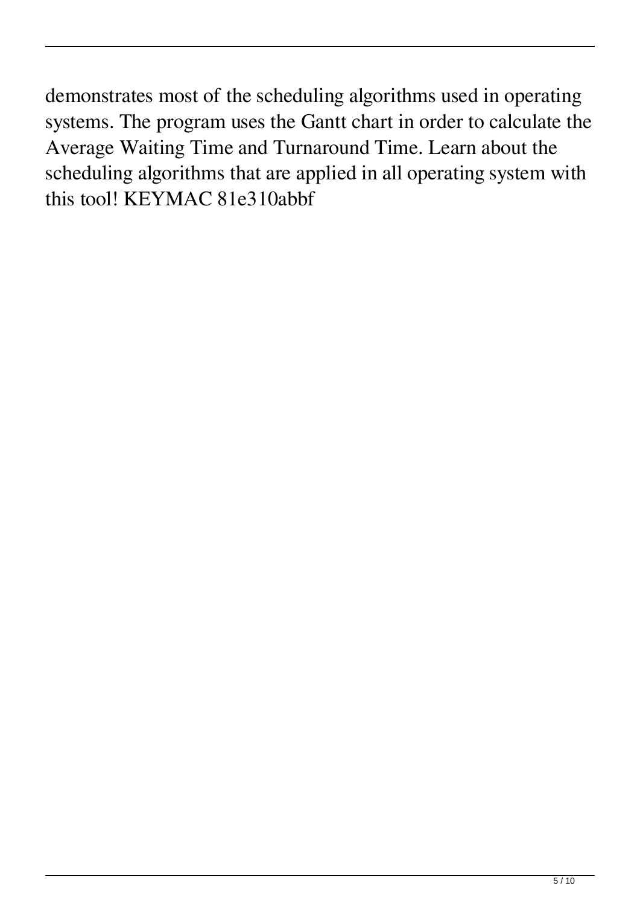demonstrates most of the scheduling algorithms used in operating systems. The program uses the Gantt chart in order to calculate the Average Waiting Time and Turnaround Time. Learn about the scheduling algorithms that are applied in all operating system with this tool! KEYMAC 81e310abbf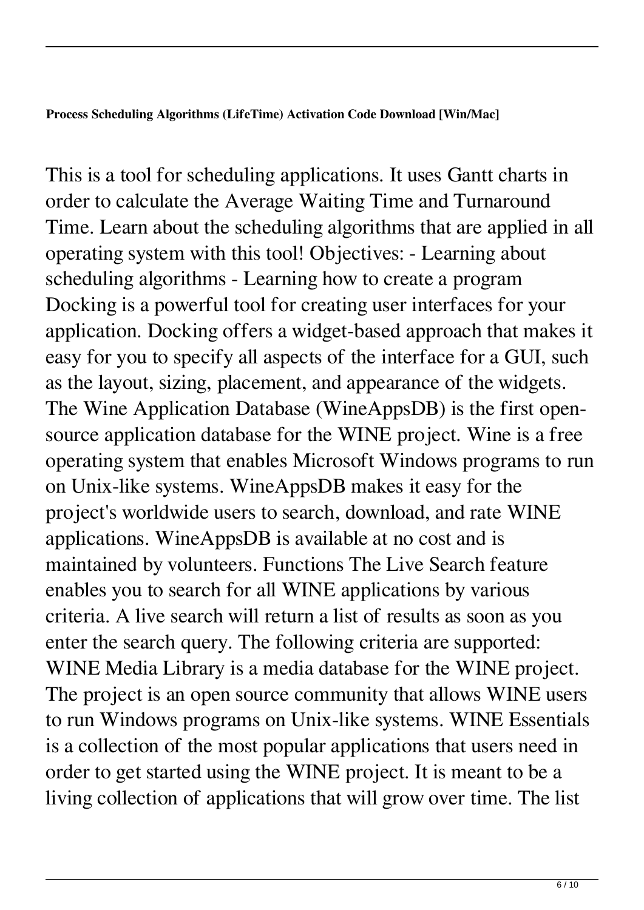**Process Scheduling Algorithms (LifeTime) Activation Code Download [Win/Mac]**

This is a tool for scheduling applications. It uses Gantt charts in order to calculate the Average Waiting Time and Turnaround Time. Learn about the scheduling algorithms that are applied in all operating system with this tool! Objectives: - Learning about scheduling algorithms - Learning how to create a program Docking is a powerful tool for creating user interfaces for your application. Docking offers a widget-based approach that makes it easy for you to specify all aspects of the interface for a GUI, such as the layout, sizing, placement, and appearance of the widgets. The Wine Application Database (WineAppsDB) is the first open-source application database for the WINE project. Wine is a free operating system that enables Microsoft Windows programs to run on Unix-like systems. WineAppsDB makes it easy for the project's worldwide users to search, download, and rate WINE applications. WineAppsDB is available at no cost and is maintained by volunteers. Functions The Live Search feature enables you to search for all WINE applications by various criteria. A live search will return a list of results as soon as you enter the search query. The following criteria are supported: WINE Media Library is a media database for the WINE project. The project is an open source community that allows WINE users to run Windows programs on Unix-like systems. WINE Essentials is a collection of the most popular applications that users need in order to get started using the WINE project. It is meant to be a living collection of applications that will grow over time. The list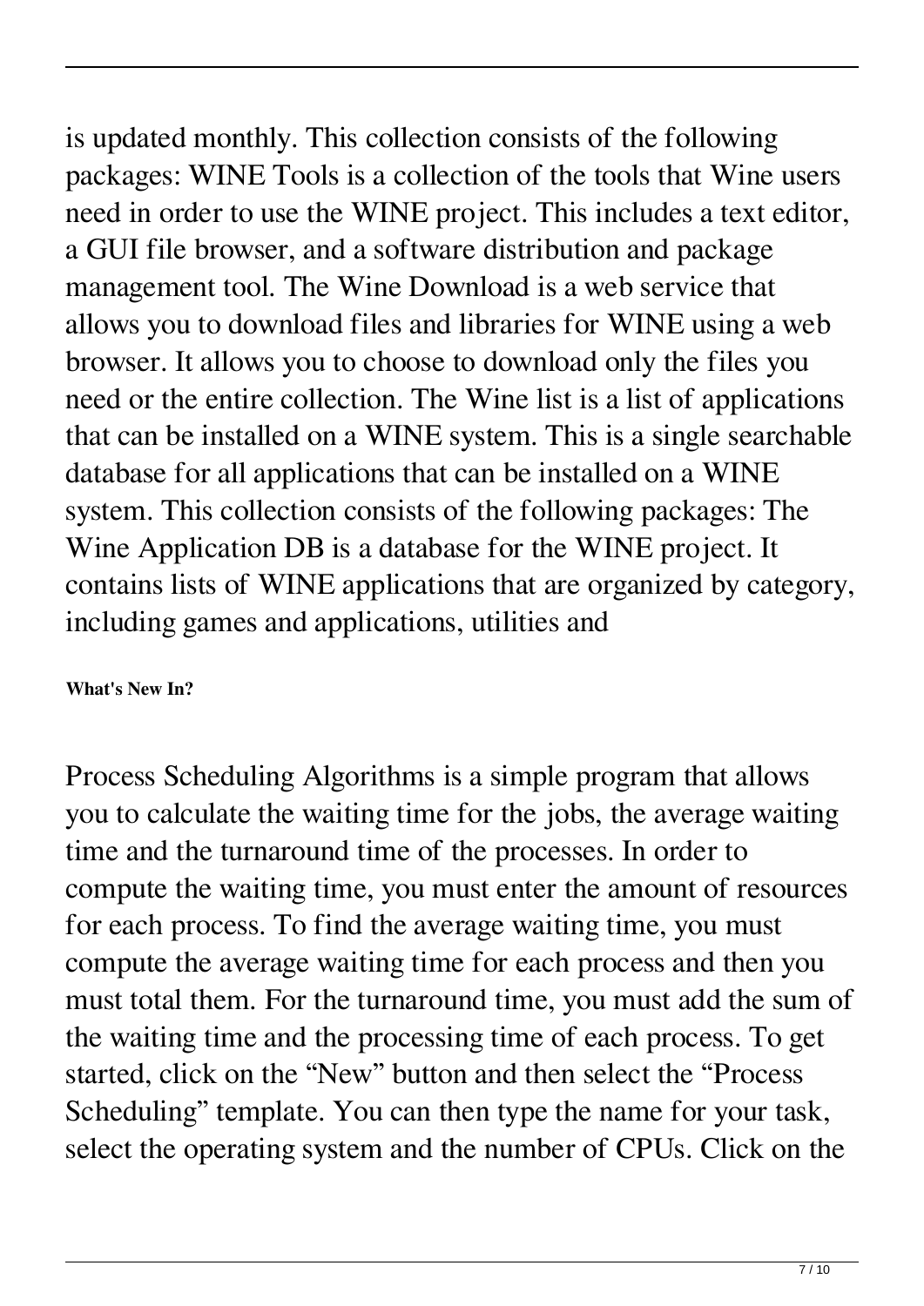is updated monthly. This collection consists of the following packages: WINE Tools is a collection of the tools that Wine users need in order to use the WINE project. This includes a text editor, a GUI file browser, and a software distribution and package management tool. The Wine Download is a web service that allows you to download files and libraries for WINE using a web browser. It allows you to choose to download only the files you need or the entire collection. The Wine list is a list of applications that can be installed on a WINE system. This is a single searchable database for all applications that can be installed on a WINE system. This collection consists of the following packages: The Wine Application DB is a database for the WINE project. It contains lists of WINE applications that are organized by category, including games and applications, utilities and

**What's New In?**

Process Scheduling Algorithms is a simple program that allows you to calculate the waiting time for the jobs, the average waiting time and the turnaround time of the processes. In order to compute the waiting time, you must enter the amount of resources for each process. To find the average waiting time, you must compute the average waiting time for each process and then you must total them. For the turnaround time, you must add the sum of the waiting time and the processing time of each process. To get started, click on the "New" button and then select the "Process Scheduling" template. You can then type the name for your task, select the operating system and the number of CPUs. Click on the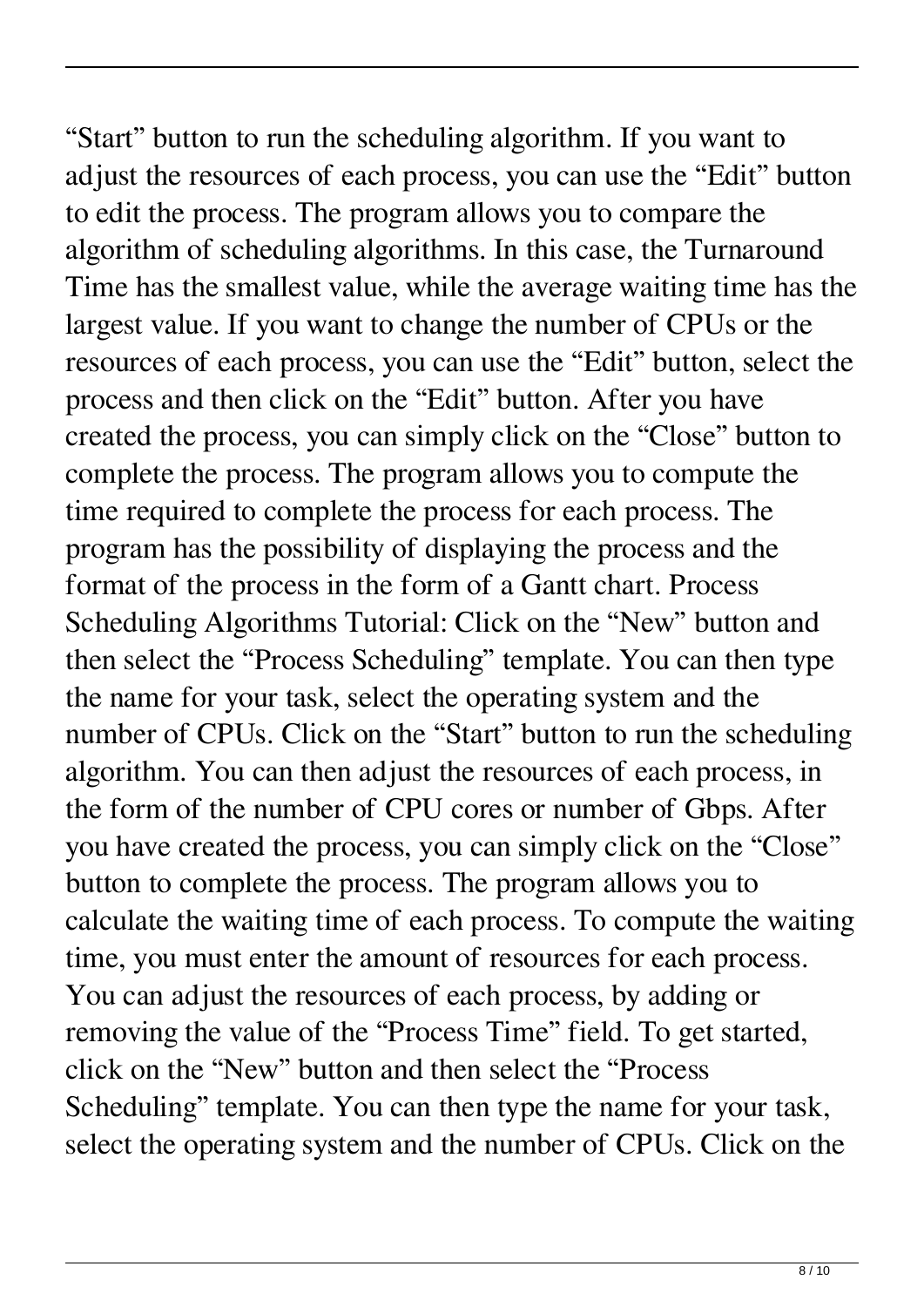“Start” button to run the scheduling algorithm. If you want to adjust the resources of each process, you can use the “Edit” button to edit the process. The program allows you to compare the algorithm of scheduling algorithms. In this case, the Turnaround Time has the smallest value, while the average waiting time has the largest value. If you want to change the number of CPUs or the resources of each process, you can use the “Edit” button, select the process and then click on the “Edit” button. After you have created the process, you can simply click on the “Close” button to complete the process. The program allows you to compute the time required to complete the process for each process. The program has the possibility of displaying the process and the format of the process in the form of a Gantt chart. Process Scheduling Algorithms Tutorial: Click on the “New” button and then select the “Process Scheduling” template. You can then type the name for your task, select the operating system and the number of CPUs. Click on the “Start” button to run the scheduling algorithm. You can then adjust the resources of each process, in the form of the number of CPU cores or number of Gbps. After you have created the process, you can simply click on the “Close” button to complete the process. The program allows you to calculate the waiting time of each process. To compute the waiting time, you must enter the amount of resources for each process. You can adjust the resources of each process, by adding or removing the value of the “Process Time” field. To get started, click on the “New” button and then select the “Process Scheduling” template. You can then type the name for your task, select the operating system and the number of CPUs. Click on the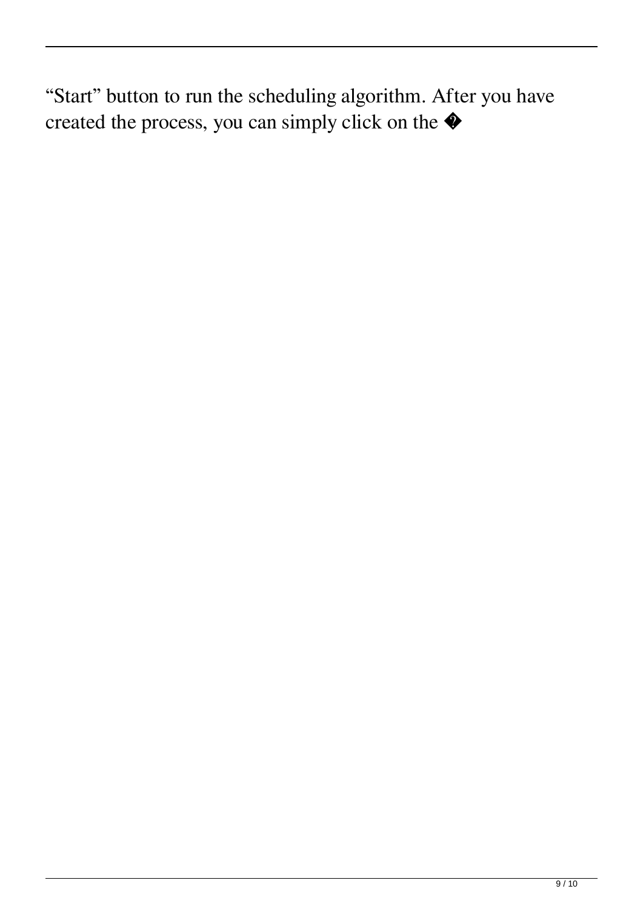“Start” button to run the scheduling algorithm. After you have created the process, you can simply click on the �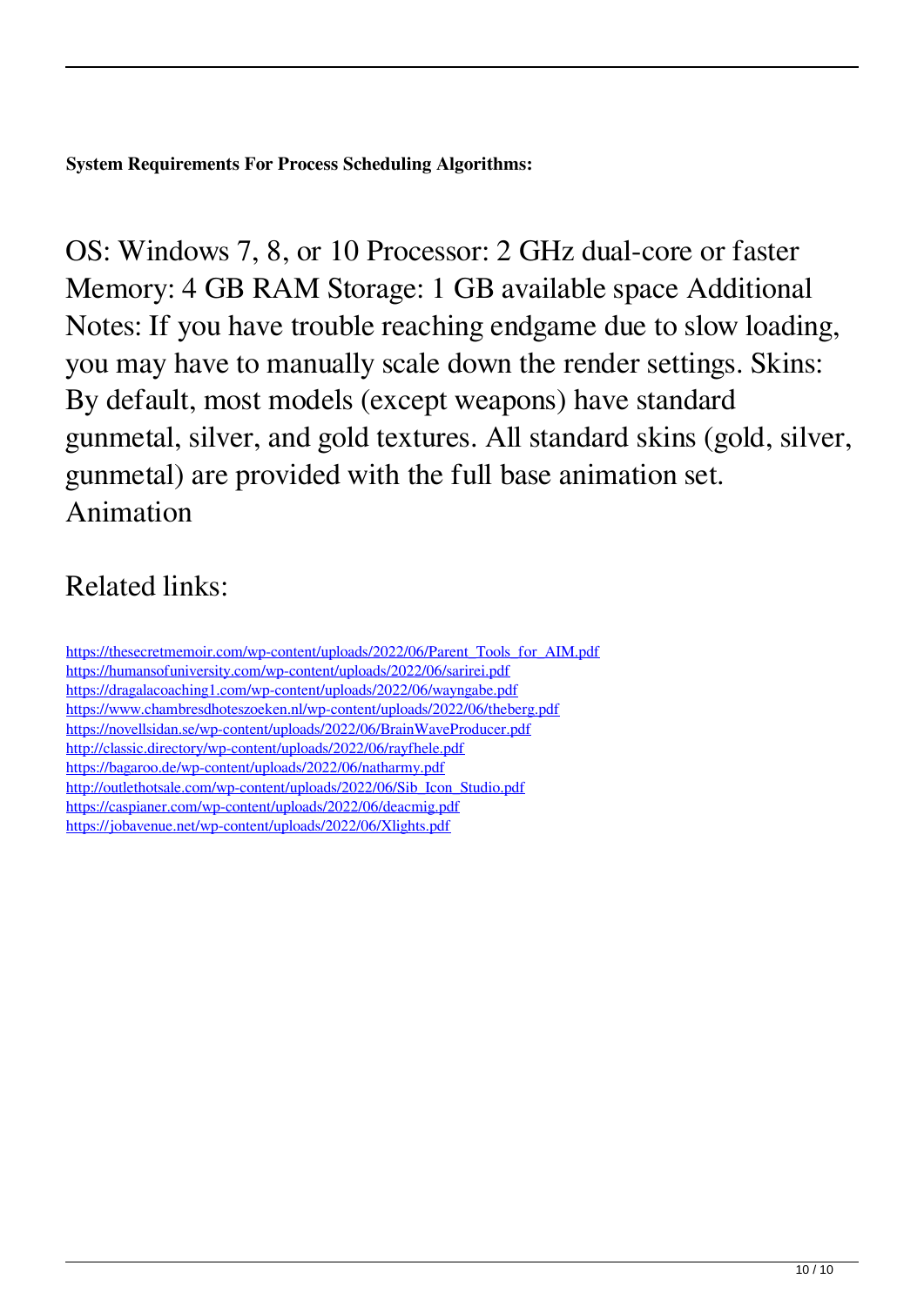**System Requirements For Process Scheduling Algorithms:**

OS: Windows 7, 8, or 10 Processor: 2 GHz dual-core or faster Memory: 4 GB RAM Storage: 1 GB available space Additional Notes: If you have trouble reaching endgame due to slow loading, you may have to manually scale down the render settings. Skins: By default, most models (except weapons) have standard gunmetal, silver, and gold textures. All standard skins (gold, silver, gunmetal) are provided with the full base animation set. Animation

Related links:

https://thesecretmemoir.com/wp-content/uploads/2022/06/Parent_Tools_for_AIM.pdf
https://humansofuniversity.com/wp-content/uploads/2022/06/sarirei.pdf
https://dragalacoaching1.com/wp-content/uploads/2022/06/wayngabe.pdf
https://www.chambresdhoteszoeken.nl/wp-content/uploads/2022/06/theberg.pdf
https://novellsidan.se/wp-content/uploads/2022/06/BrainWaveProducer.pdf
http://classic.directory/wp-content/uploads/2022/06/rayfhele.pdf
https://bagaroo.de/wp-content/uploads/2022/06/natharmy.pdf
http://outlethotsale.com/wp-content/uploads/2022/06/Sib_Icon_Studio.pdf
https://caspianer.com/wp-content/uploads/2022/06/deacmig.pdf
https://jobavenue.net/wp-content/uploads/2022/06/Xlights.pdf